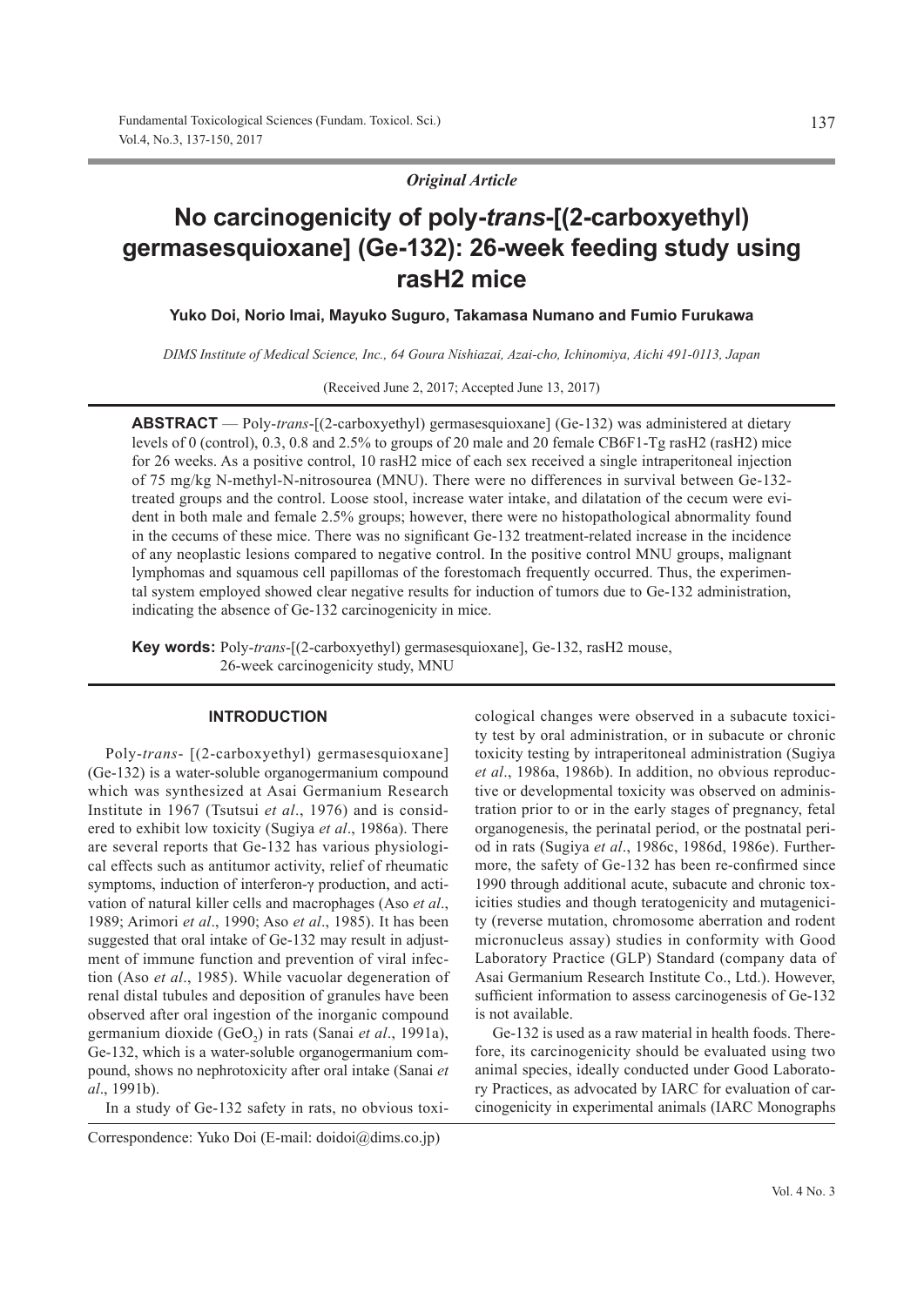*Original Article*

# No carcinogenicity of poly-*trans*-[(2-carboxyethyl) germasesquioxane] (Ge-132): 26-week feeding study using rasH2 mice

**Yuko Doi, Norio Imai, Mayuko Suguro, Takamasa Numano and Fumio Furukawa**

*DIMS Institute of Medical Science, Inc., 64 Goura Nishiazai, Azai-cho, Ichinomiya, Aichi 491-0113, Japan*

(Received June 2, 2017; Accepted June 13, 2017)

**ABSTRACT** — Poly-*trans*-[(2-carboxyethyl) germasesquioxane] (Ge-132) was administered at dietary levels of 0 (control), 0.3, 0.8 and 2.5% to groups of 20 male and 20 female CB6F1-Tg rasH2 (rasH2) mice for 26 weeks. As a positive control, 10 rasH2 mice of each sex received a single intraperitoneal injection of 75 mg/kg N-methyl-N-nitrosourea (MNU). There were no differences in survival between Ge-132-treated groups and the control. Loose stool, increase water intake, and dilatation of the cecum were evident in both male and female 2.5% groups; however, there were no histopathological abnormality found in the cecums of these mice. There was no significant Ge-132 treatment-related increase in the incidence of any neoplastic lesions compared to negative control. In the positive control MNU groups, malignant lymphomas and squamous cell papillomas of the forestomach frequently occurred. Thus, the experimental system employed showed clear negative results for induction of tumors due to Ge-132 administration, indicating the absence of Ge-132 carcinogenicity in mice.

**Key words:** Poly-*trans*-[(2-carboxyethyl) germasesquioxane], Ge-132, rasH2 mouse, 26-week carcinogenicity study, MNU

## INTRODUCTION

Poly-*trans*- [(2-carboxyethyl) germasesquioxane] (Ge-132) is a water-soluble organogermanium compound which was synthesized at Asai Germanium Research Institute in 1967 (Tsutsui *et al*., 1976) and is considered to exhibit low toxicity (Sugiya *et al*., 1986a). There are several reports that Ge-132 has various physiological effects such as antitumor activity, relief of rheumatic symptoms, induction of interferon-γ production, and activation of natural killer cells and macrophages (Aso *et al*., 1989; Arimori *et al*., 1990; Aso *et al*., 1985). It has been suggested that oral intake of Ge-132 may result in adjustment of immune function and prevention of viral infection (Aso *et al*., 1985). While vacuolar degeneration of renal distal tubules and deposition of granules have been observed after oral ingestion of the inorganic compound germanium dioxide ($GeO_2$) in rats (Sanai *et al*., 1991a), Ge-132, which is a water-soluble organogermanium compound, shows no nephrotoxicity after oral intake (Sanai *et al*., 1991b).

In a study of Ge-132 safety in rats, no obvious toxicological changes were observed in a subacute toxicity test by oral administration, or in subacute or chronic toxicity testing by intraperitoneal administration (Sugiya *et al*., 1986a, 1986b). In addition, no obvious reproductive or developmental toxicity was observed on administration prior to or in the early stages of pregnancy, fetal organogenesis, the perinatal period, or the postnatal period in rats (Sugiya *et al*., 1986c, 1986d, 1986e). Furthermore, the safety of Ge-132 has been re-confirmed since 1990 through additional acute, subacute and chronic toxicities studies and though teratogenicity and mutagenicity (reverse mutation, chromosome aberration and rodent micronucleus assay) studies in conformity with Good Laboratory Practice (GLP) Standard (company data of Asai Germanium Research Institute Co., Ltd.). However, sufficient information to assess carcinogenesis of Ge-132 is not available.

Ge-132 is used as a raw material in health foods. Therefore, its carcinogenicity should be evaluated using two animal species, ideally conducted under Good Laboratory Practices, as advocated by IARC for evaluation of carcinogenicity in experimental animals (IARC Monographs

Correspondence: Yuko Doi (E-mail: doidoi@dims.co.jp)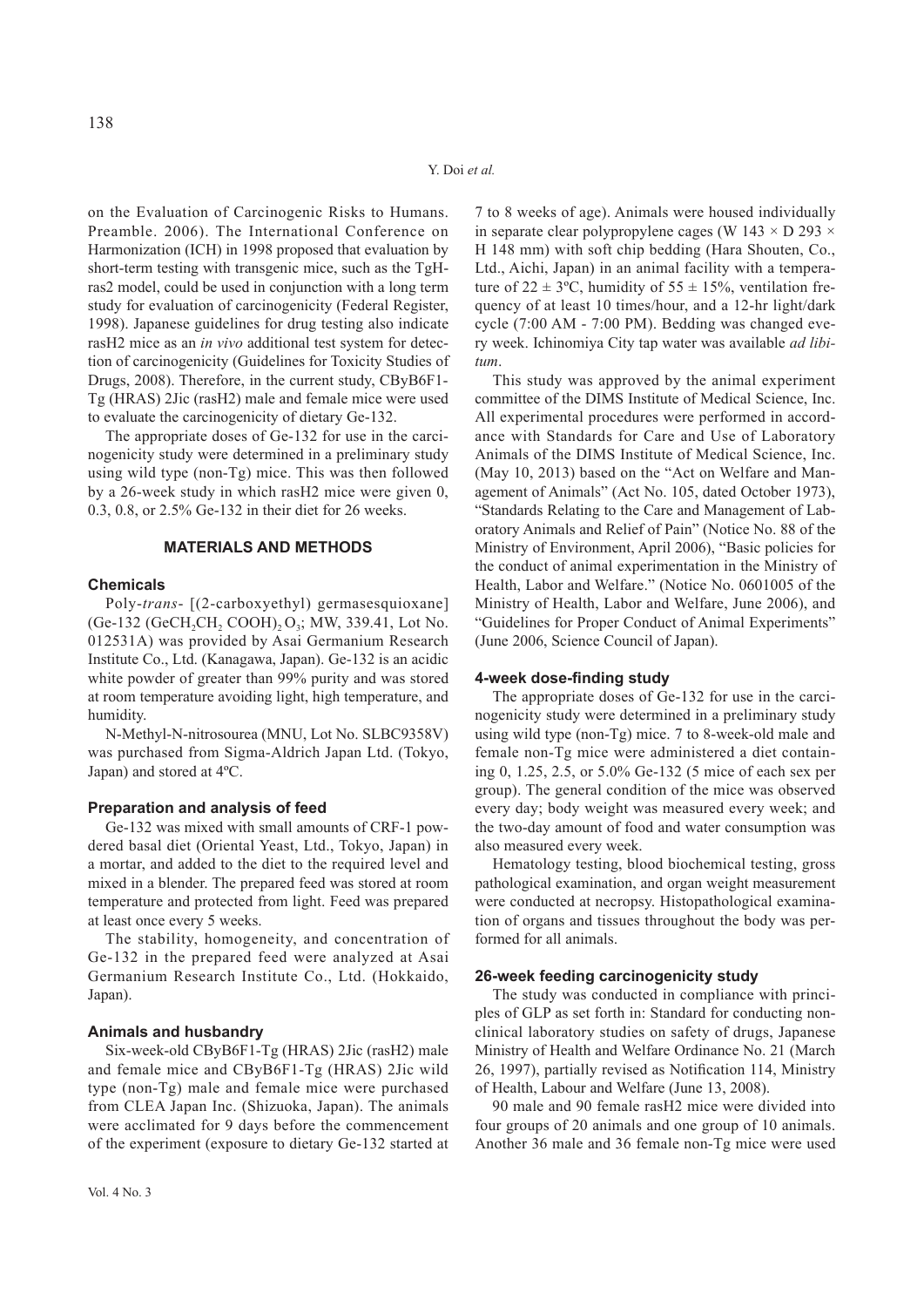on the Evaluation of Carcinogenic Risks to Humans. Preamble. 2006). The International Conference on Harmonization (ICH) in 1998 proposed that evaluation by short-term testing with transgenic mice, such as the TgHras2 model, could be used in conjunction with a long term study for evaluation of carcinogenicity (Federal Register, 1998). Japanese guidelines for drug testing also indicate rasH2 mice as an *in vivo* additional test system for detection of carcinogenicity (Guidelines for Toxicity Studies of Drugs, 2008). Therefore, in the current study, CByB6F1-Tg (HRAS) 2Jic (rasH2) male and female mice were used to evaluate the carcinogenicity of dietary Ge-132.

The appropriate doses of Ge-132 for use in the carcinogenicity study were determined in a preliminary study using wild type (non-Tg) mice. This was then followed by a 26-week study in which rasH2 mice were given 0, 0.3, 0.8, or 2.5% Ge-132 in their diet for 26 weeks.

## MATERIALS AND METHODS

### Chemicals

Poly-*trans*- [(2-carboxyethyl) germasesquioxane] (Ge-132 $(GeCH_2CH_2COOH)_2O_3$; MW, 339.41, Lot No. 012531A) was provided by Asai Germanium Research Institute Co., Ltd. (Kanagawa, Japan). Ge-132 is an acidic white powder of greater than 99% purity and was stored at room temperature avoiding light, high temperature, and humidity.

N-Methyl-N-nitrosourea (MNU, Lot No. SLBC9358V) was purchased from Sigma-Aldrich Japan Ltd. (Tokyo, Japan) and stored at 4ºC.

### Preparation and analysis of feed

Ge-132 was mixed with small amounts of CRF-1 powdered basal diet (Oriental Yeast, Ltd., Tokyo, Japan) in a mortar, and added to the diet to the required level and mixed in a blender. The prepared feed was stored at room temperature and protected from light. Feed was prepared at least once every 5 weeks.

The stability, homogeneity, and concentration of Ge-132 in the prepared feed were analyzed at Asai Germanium Research Institute Co., Ltd. (Hokkaido, Japan).

### Animals and husbandry

Six-week-old CByB6F1-Tg (HRAS) 2Jic (rasH2) male and female mice and CByB6F1-Tg (HRAS) 2Jic wild type (non-Tg) male and female mice were purchased from CLEA Japan Inc. (Shizuoka, Japan). The animals were acclimated for 9 days before the commencement of the experiment (exposure to dietary Ge-132 started at 7 to 8 weeks of age). Animals were housed individually in separate clear polypropylene cages (W 143 × D 293 × H 148 mm) with soft chip bedding (Hara Shouten, Co., Ltd., Aichi, Japan) in an animal facility with a temperature of 22 ± 3ºC, humidity of 55 ± 15%, ventilation frequency of at least 10 times/hour, and a 12-hr light/dark cycle (7:00 AM - 7:00 PM). Bedding was changed every week. Ichinomiya City tap water was available *ad libitum*.

This study was approved by the animal experiment committee of the DIMS Institute of Medical Science, Inc. All experimental procedures were performed in accordance with Standards for Care and Use of Laboratory Animals of the DIMS Institute of Medical Science, Inc. (May 10, 2013) based on the "Act on Welfare and Management of Animals" (Act No. 105, dated October 1973), "Standards Relating to the Care and Management of Laboratory Animals and Relief of Pain" (Notice No. 88 of the Ministry of Environment, April 2006), "Basic policies for the conduct of animal experimentation in the Ministry of Health, Labor and Welfare." (Notice No. 0601005 of the Ministry of Health, Labor and Welfare, June 2006), and "Guidelines for Proper Conduct of Animal Experiments" (June 2006, Science Council of Japan).

### 4-week dose-finding study

The appropriate doses of Ge-132 for use in the carcinogenicity study were determined in a preliminary study using wild type (non-Tg) mice. 7 to 8-week-old male and female non-Tg mice were administered a diet containing 0, 1.25, 2.5, or 5.0% Ge-132 (5 mice of each sex per group). The general condition of the mice was observed every day; body weight was measured every week; and the two-day amount of food and water consumption was also measured every week.

Hematology testing, blood biochemical testing, gross pathological examination, and organ weight measurement were conducted at necropsy. Histopathological examination of organs and tissues throughout the body was performed for all animals.

### 26-week feeding carcinogenicity study

The study was conducted in compliance with principles of GLP as set forth in: Standard for conducting nonclinical laboratory studies on safety of drugs, Japanese Ministry of Health and Welfare Ordinance No. 21 (March 26, 1997), partially revised as Notification 114, Ministry of Health, Labour and Welfare (June 13, 2008).

90 male and 90 female rasH2 mice were divided into four groups of 20 animals and one group of 10 animals. Another 36 male and 36 female non-Tg mice were used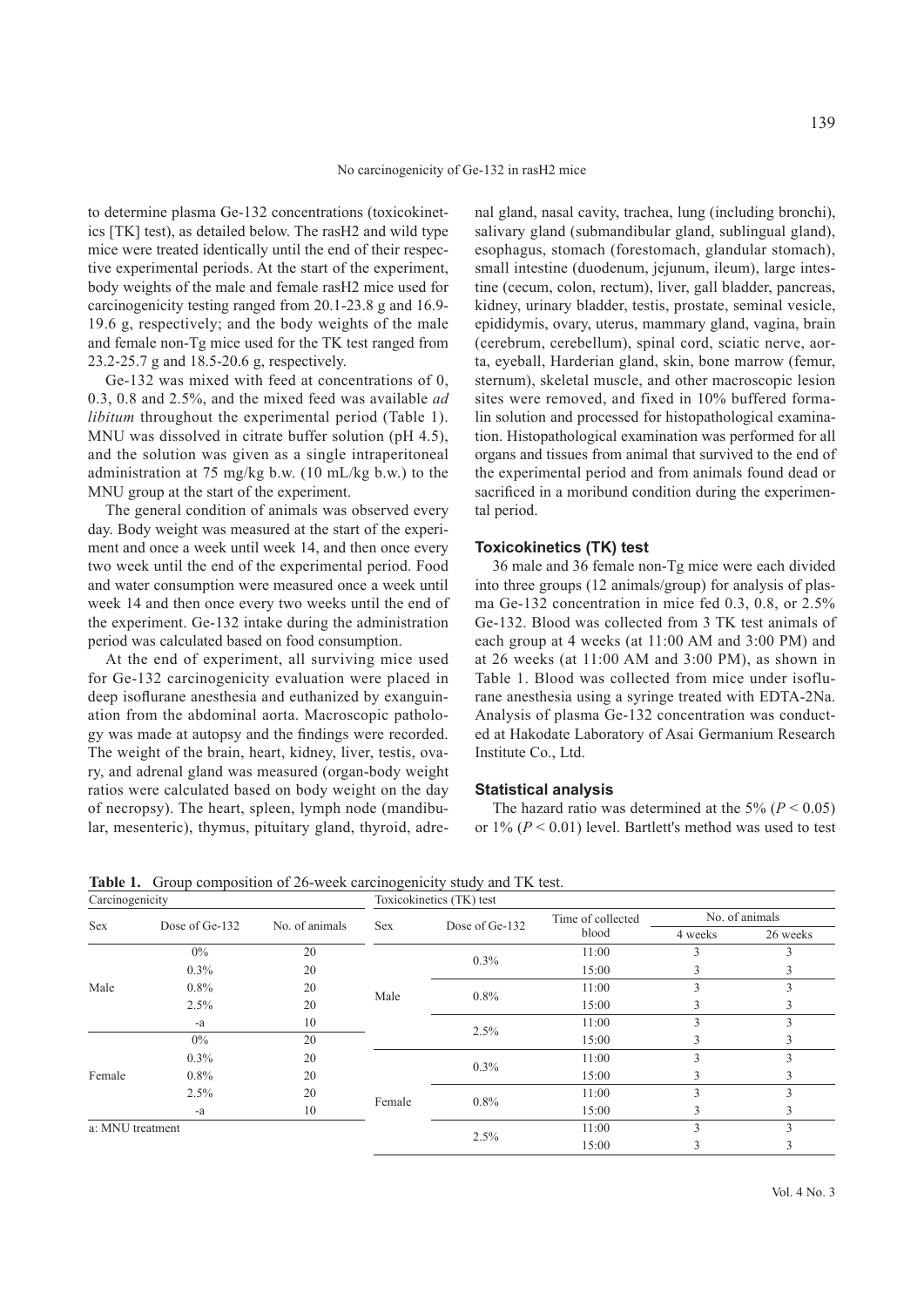to determine plasma Ge-132 concentrations (toxicokinetics [TK] test), as detailed below. The rasH2 and wild type mice were treated identically until the end of their respective experimental periods. At the start of the experiment, body weights of the male and female rasH2 mice used for carcinogenicity testing ranged from 20.1-23.8 g and 16.9-19.6 g, respectively; and the body weights of the male and female non-Tg mice used for the TK test ranged from 23.2-25.7 g and 18.5-20.6 g, respectively.

Ge-132 was mixed with feed at concentrations of 0, 0.3, 0.8 and 2.5%, and the mixed feed was available *ad libitum* throughout the experimental period (Table 1). MNU was dissolved in citrate buffer solution (pH 4.5), and the solution was given as a single intraperitoneal administration at 75 mg/kg b.w. (10 mL/kg b.w.) to the MNU group at the start of the experiment.

The general condition of animals was observed every day. Body weight was measured at the start of the experiment and once a week until week 14, and then once every two week until the end of the experimental period. Food and water consumption were measured once a week until week 14 and then once every two weeks until the end of the experiment. Ge-132 intake during the administration period was calculated based on food consumption.

At the end of experiment, all surviving mice used for Ge-132 carcinogenicity evaluation were placed in deep isoflurane anesthesia and euthanized by exanguination from the abdominal aorta. Macroscopic pathology was made at autopsy and the findings were recorded. The weight of the brain, heart, kidney, liver, testis, ovary, and adrenal gland was measured (organ-body weight ratios were calculated based on body weight on the day of necropsy). The heart, spleen, lymph node (mandibular, mesenteric), thymus, pituitary gland, thyroid, adrenal gland, nasal cavity, trachea, lung (including bronchi), salivary gland (submandibular gland, sublingual gland), esophagus, stomach (forestomach, glandular stomach), small intestine (duodenum, jejunum, ileum), large intestine (cecum, colon, rectum), liver, gall bladder, pancreas, kidney, urinary bladder, testis, prostate, seminal vesicle, epididymis, ovary, uterus, mammary gland, vagina, brain (cerebrum, cerebellum), spinal cord, sciatic nerve, aorta, eyeball, Harderian gland, skin, bone marrow (femur, sternum), skeletal muscle, and other macroscopic lesion sites were removed, and fixed in 10% buffered formalin solution and processed for histopathological examination. Histopathological examination was performed for all organs and tissues from animal that survived to the end of the experimental period and from animals found dead or sacrificed in a moribund condition during the experimental period.

### Toxicokinetics (TK) test

36 male and 36 female non-Tg mice were each divided into three groups (12 animals/group) for analysis of plasma Ge-132 concentration in mice fed 0.3, 0.8, or 2.5% Ge-132. Blood was collected from 3 TK test animals of each group at 4 weeks (at 11:00 AM and 3:00 PM) and at 26 weeks (at 11:00 AM and 3:00 PM), as shown in Table 1. Blood was collected from mice under isoflurane anesthesia using a syringe treated with EDTA-2Na. Analysis of plasma Ge-132 concentration was conducted at Hakodate Laboratory of Asai Germanium Research Institute Co., Ltd.

### Statistical analysis

The hazard ratio was determined at the 5% ($P < 0.05$) or 1% ($P < 0.01$) level. Bartlett's method was used to test

**Table 1.** Group composition of 26-week carcinogenicity study and TK test.

| Carcinogenicity | | | Toxicokinetics (TK) test | | | | |
|---|---|---|---|---|---|---|---|
| Sex | Dose of Ge-132 | No. of animals | Sex | Dose of Ge-132 | Time of collected blood | No. of animals | |
| | | | | | | 4 weeks | 26 weeks |
| Male | 0% | 20 | Male | 0.3% | 11:00 | 3 | 3 |
| | 0.3% | 20 | | | 15:00 | 3 | 3 |
| | 0.8% | 20 | | 0.8% | 11:00 | 3 | 3 |
| | 2.5% | 20 | | | 15:00 | 3 | 3 |
| | -a | 10 | | 2.5% | 11:00 | 3 | 3 |
| Female | 0% | 20 | | | 15:00 | 3 | 3 |
| | 0.3% | 20 | Female | 0.3% | 11:00 | 3 | 3 |
| | 0.8% | 20 | | | 15:00 | 3 | 3 |
| | 2.5% | 20 | | 0.8% | 11:00 | 3 | 3 |
| | -a | 10 | | | 15:00 | 3 | 3 |
| | | | | 2.5% | 11:00 | 3 | 3 |
| | | | | | 15:00 | 3 | 3 |

a: MNU treatment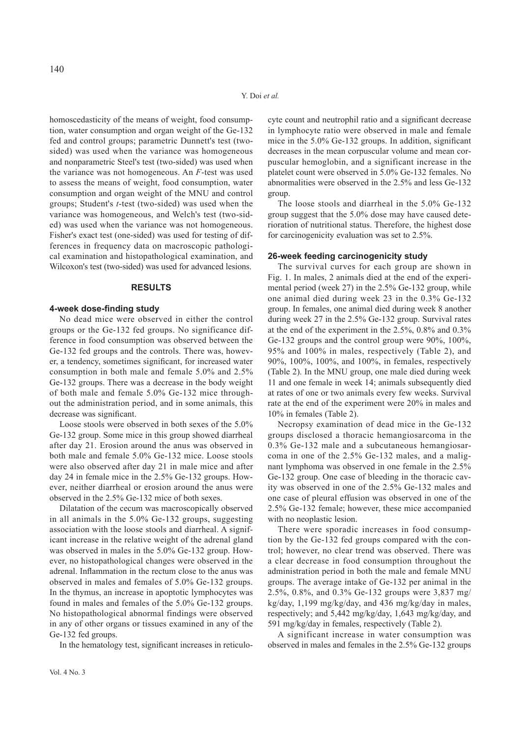homoscedasticity of the means of weight, food consumption, water consumption and organ weight of the Ge-132 fed and control groups; parametric Dunnett's test (two-sided) was used when the variance was homogeneous and nonparametric Steel's test (two-sided) was used when the variance was not homogeneous. An *F*-test was used to assess the means of weight, food consumption, water consumption and organ weight of the MNU and control groups; Student's *t*-test (two-sided) was used when the variance was homogeneous, and Welch's test (two-sided) was used when the variance was not homogeneous. Fisher's exact test (one-sided) was used for testing of differences in frequency data on macroscopic pathological examination and histopathological examination, and Wilcoxon's test (two-sided) was used for advanced lesions.

## RESULTS

### 4-week dose-finding study

No dead mice were observed in either the control groups or the Ge-132 fed groups. No significance difference in food consumption was observed between the Ge-132 fed groups and the controls. There was, however, a tendency, sometimes significant, for increased water consumption in both male and female 5.0% and 2.5% Ge-132 groups. There was a decrease in the body weight of both male and female 5.0% Ge-132 mice throughout the administration period, and in some animals, this decrease was significant.

Loose stools were observed in both sexes of the 5.0% Ge-132 group. Some mice in this group showed diarrheal after day 21. Erosion around the anus was observed in both male and female 5.0% Ge-132 mice. Loose stools were also observed after day 21 in male mice and after day 24 in female mice in the 2.5% Ge-132 groups. However, neither diarrheal or erosion around the anus were observed in the 2.5% Ge-132 mice of both sexes.

Dilatation of the cecum was macroscopically observed in all animals in the 5.0% Ge-132 groups, suggesting association with the loose stools and diarrheal. A significant increase in the relative weight of the adrenal gland was observed in males in the 5.0% Ge-132 group. However, no histopathological changes were observed in the adrenal. Inflammation in the rectum close to the anus was observed in males and females of 5.0% Ge-132 groups. In the thymus, an increase in apoptotic lymphocytes was found in males and females of the 5.0% Ge-132 groups. No histopathological abnormal findings were observed in any of other organs or tissues examined in any of the Ge-132 fed groups.

In the hematology test, significant increases in reticulocyte count and neutrophil ratio and a significant decrease in lymphocyte ratio were observed in male and female mice in the 5.0% Ge-132 groups. In addition, significant decreases in the mean corpuscular volume and mean corpuscular hemoglobin, and a significant increase in the platelet count were observed in 5.0% Ge-132 females. No abnormalities were observed in the 2.5% and less Ge-132 group.

The loose stools and diarrheal in the 5.0% Ge-132 group suggest that the 5.0% dose may have caused deterioration of nutritional status. Therefore, the highest dose for carcinogenicity evaluation was set to 2.5%.

### 26-week feeding carcinogenicity study

The survival curves for each group are shown in Fig. 1. In males, 2 animals died at the end of the experimental period (week 27) in the 2.5% Ge-132 group, while one animal died during week 23 in the 0.3% Ge-132 group. In females, one animal died during week 8 another during week 27 in the 2.5% Ge-132 group. Survival rates at the end of the experiment in the 2.5%, 0.8% and 0.3% Ge-132 groups and the control group were 90%, 100%, 95% and 100% in males, respectively (Table 2), and 90%, 100%, 100%, and 100%, in females, respectively (Table 2). In the MNU group, one male died during week 11 and one female in week 14; animals subsequently died at rates of one or two animals every few weeks. Survival rate at the end of the experiment were 20% in males and 10% in females (Table 2).

Necropsy examination of dead mice in the Ge-132 groups disclosed a thoracic hemangiosarcoma in the 0.3% Ge-132 male and a subcutaneous hemangiosarcoma in one of the 2.5% Ge-132 males, and a malignant lymphoma was observed in one female in the 2.5% Ge-132 group. One case of bleeding in the thoracic cavity was observed in one of the 2.5% Ge-132 males and one case of pleural effusion was observed in one of the 2.5% Ge-132 female; however, these mice accompanied with no neoplastic lesion.

There were sporadic increases in food consumption by the Ge-132 fed groups compared with the control; however, no clear trend was observed. There was a clear decrease in food consumption throughout the administration period in both the male and female MNU groups. The average intake of Ge-132 per animal in the 2.5%, 0.8%, and 0.3% Ge-132 groups were 3,837 mg/kg/day, 1,199 mg/kg/day, and 436 mg/kg/day in males, respectively; and 5,442 mg/kg/day, 1,643 mg/kg/day, and 591 mg/kg/day in females, respectively (Table 2).

A significant increase in water consumption was observed in males and females in the 2.5% Ge-132 groups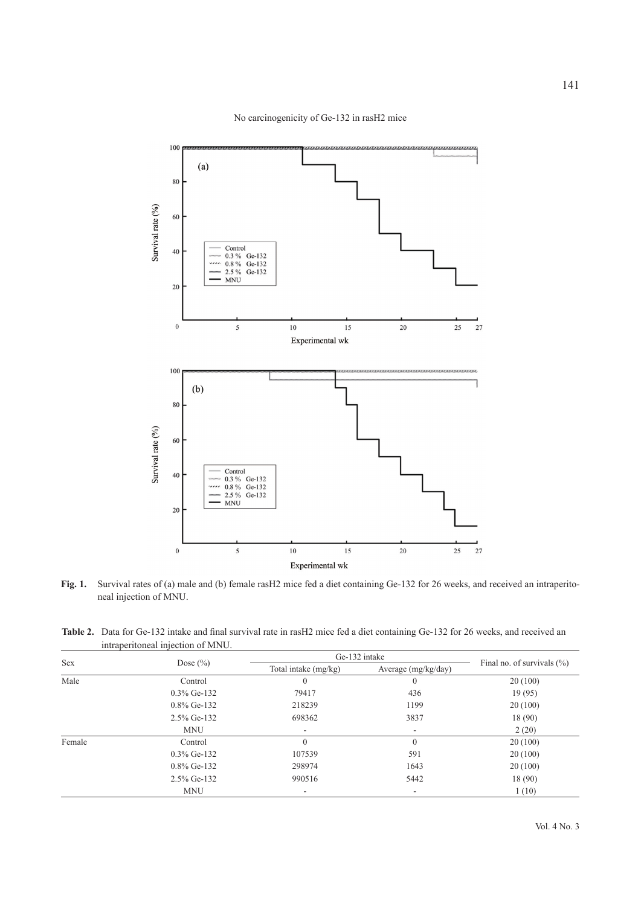**Fig. 1.** Survival rates of (a) male and (b) female rasH2 mice fed a diet containing Ge-132 for 26 weeks, and received an intraperitoneal injection of MNU.

**Table 2.** Data for Ge-132 intake and final survival rate in rasH2 mice fed a diet containing Ge-132 for 26 weeks, and received an intraperitoneal injection of MNU.

| Sex | Dose (%) | Ge-132 intake | | Final no. of survivals (%) |
|---|---|---|---|---|
| | | Total intake (mg/kg) | Average (mg/kg/day) | |
| Male | Control | 0 | 0 | 20 (100) |
| | 0.3% Ge-132 | 79417 | 436 | 19 (95) |
| | 0.8% Ge-132 | 218239 | 1199 | 20 (100) |
| | 2.5% Ge-132 | 698362 | 3837 | 18 (90) |
| | MNU | - | - | 2 (20) |
| Female | Control | 0 | 0 | 20 (100) |
| | 0.3% Ge-132 | 107539 | 591 | 20 (100) |
| | 0.8% Ge-132 | 298974 | 1643 | 20 (100) |
| | 2.5% Ge-132 | 990516 | 5442 | 18 (90) |
| | MNU | - | - | 1 (10) |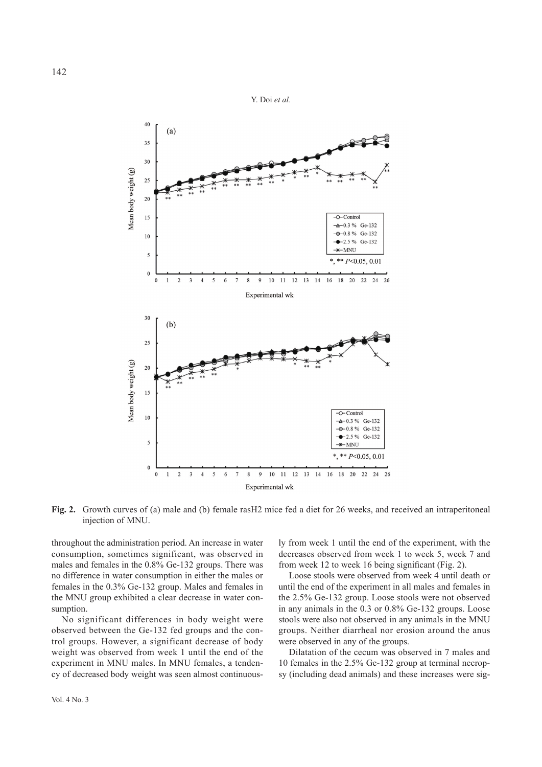**Fig. 2.** Growth curves of (a) male and (b) female rasH2 mice fed a diet for 26 weeks, and received an intraperitoneal injection of MNU.

throughout the administration period. An increase in water consumption, sometimes significant, was observed in males and females in the 0.8% Ge-132 groups. There was no difference in water consumption in either the males or females in the 0.3% Ge-132 group. Males and females in the MNU group exhibited a clear decrease in water consumption.

No significant differences in body weight were observed between the Ge-132 fed groups and the control groups. However, a significant decrease of body weight was observed from week 1 until the end of the experiment in MNU males. In MNU females, a tendency of decreased body weight was seen almost continuously from week 1 until the end of the experiment, with the decreases observed from week 1 to week 5, week 7 and from week 12 to week 16 being significant (Fig. 2).

Loose stools were observed from week 4 until death or until the end of the experiment in all males and females in the 2.5% Ge-132 group. Loose stools were not observed in any animals in the 0.3 or 0.8% Ge-132 groups. Loose stools were also not observed in any animals in the MNU groups. Neither diarrheal nor erosion around the anus were observed in any of the groups.

Dilatation of the cecum was observed in 7 males and 10 females in the 2.5% Ge-132 group at terminal necropsy (including dead animals) and these increases were sig-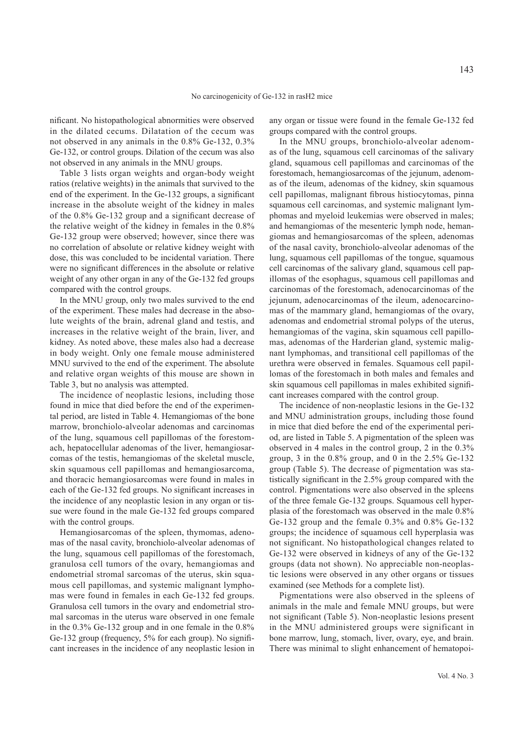nificant. No histopathological abnormities were observed in the dilated cecums. Dilatation of the cecum was not observed in any animals in the 0.8% Ge-132, 0.3% Ge-132, or control groups. Dilation of the cecum was also not observed in any animals in the MNU groups.

Table 3 lists organ weights and organ-body weight ratios (relative weights) in the animals that survived to the end of the experiment. In the Ge-132 groups, a significant increase in the absolute weight of the kidney in males of the 0.8% Ge-132 group and a significant decrease of the relative weight of the kidney in females in the 0.8% Ge-132 group were observed; however, since there was no correlation of absolute or relative kidney weight with dose, this was concluded to be incidental variation. There were no significant differences in the absolute or relative weight of any other organ in any of the Ge-132 fed groups compared with the control groups.

In the MNU group, only two males survived to the end of the experiment. These males had decrease in the absolute weights of the brain, adrenal gland and testis, and increases in the relative weight of the brain, liver, and kidney. As noted above, these males also had a decrease in body weight. Only one female mouse administered MNU survived to the end of the experiment. The absolute and relative organ weights of this mouse are shown in Table 3, but no analysis was attempted.

The incidence of neoplastic lesions, including those found in mice that died before the end of the experimental period, are listed in Table 4. Hemangiomas of the bone marrow, bronchiolo-alveolar adenomas and carcinomas of the lung, squamous cell papillomas of the forestomach, hepatocellular adenomas of the liver, hemangiosarcomas of the testis, hemangiomas of the skeletal muscle, skin squamous cell papillomas and hemangiosarcoma, and thoracic hemangiosarcomas were found in males in each of the Ge-132 fed groups. No significant increases in the incidence of any neoplastic lesion in any organ or tissue were found in the male Ge-132 fed groups compared with the control groups.

Hemangiosarcomas of the spleen, thymomas, adenomas of the nasal cavity, bronchiolo-alveolar adenomas of the lung, squamous cell papillomas of the forestomach, granulosa cell tumors of the ovary, hemangiomas and endometrial stromal sarcomas of the uterus, skin squamous cell papillomas, and systemic malignant lymphomas were found in females in each Ge-132 fed groups. Granulosa cell tumors in the ovary and endometrial stromal sarcomas in the uterus ware observed in one female in the 0.3% Ge-132 group and in one female in the 0.8% Ge-132 group (frequency, 5% for each group). No significant increases in the incidence of any neoplastic lesion in any organ or tissue were found in the female Ge-132 fed groups compared with the control groups.

In the MNU groups, bronchiolo-alveolar adenomas of the lung, squamous cell carcinomas of the salivary gland, squamous cell papillomas and carcinomas of the forestomach, hemangiosarcomas of the jejunum, adenomas of the ileum, adenomas of the kidney, skin squamous cell papillomas, malignant fibrous histiocytomas, pinna squamous cell carcinomas, and systemic malignant lymphomas and myeloid leukemias were observed in males; and hemangiomas of the mesenteric lymph node, hemangiomas and hemangiosarcomas of the spleen, adenomas of the nasal cavity, bronchiolo-alveolar adenomas of the lung, squamous cell papillomas of the tongue, squamous cell carcinomas of the salivary gland, squamous cell papillomas of the esophagus, squamous cell papillomas and carcinomas of the forestomach, adenocarcinomas of the jejunum, adenocarcinomas of the ileum, adenocarcinomas of the mammary gland, hemangiomas of the ovary, adenomas and endometrial stromal polyps of the uterus, hemangiomas of the vagina, skin squamous cell papillomas, adenomas of the Harderian gland, systemic malignant lymphomas, and transitional cell papillomas of the urethra were observed in females. Squamous cell papillomas of the forestomach in both males and females and skin squamous cell papillomas in males exhibited significant increases compared with the control group.

The incidence of non-neoplastic lesions in the Ge-132 and MNU administration groups, including those found in mice that died before the end of the experimental period, are listed in Table 5. A pigmentation of the spleen was observed in 4 males in the control group, 2 in the 0.3% group, 3 in the 0.8% group, and 0 in the 2.5% Ge-132 group (Table 5). The decrease of pigmentation was statistically significant in the 2.5% group compared with the control. Pigmentations were also observed in the spleens of the three female Ge-132 groups. Squamous cell hyperplasia of the forestomach was observed in the male 0.8% Ge-132 group and the female 0.3% and 0.8% Ge-132 groups; the incidence of squamous cell hyperplasia was not significant. No histopathological changes related to Ge-132 were observed in kidneys of any of the Ge-132 groups (data not shown). No appreciable non-neoplastic lesions were observed in any other organs or tissues examined (see Methods for a complete list).

Pigmentations were also observed in the spleens of animals in the male and female MNU groups, but were not significant (Table 5). Non-neoplastic lesions present in the MNU administered groups were significant in bone marrow, lung, stomach, liver, ovary, eye, and brain. There was minimal to slight enhancement of hematopoi-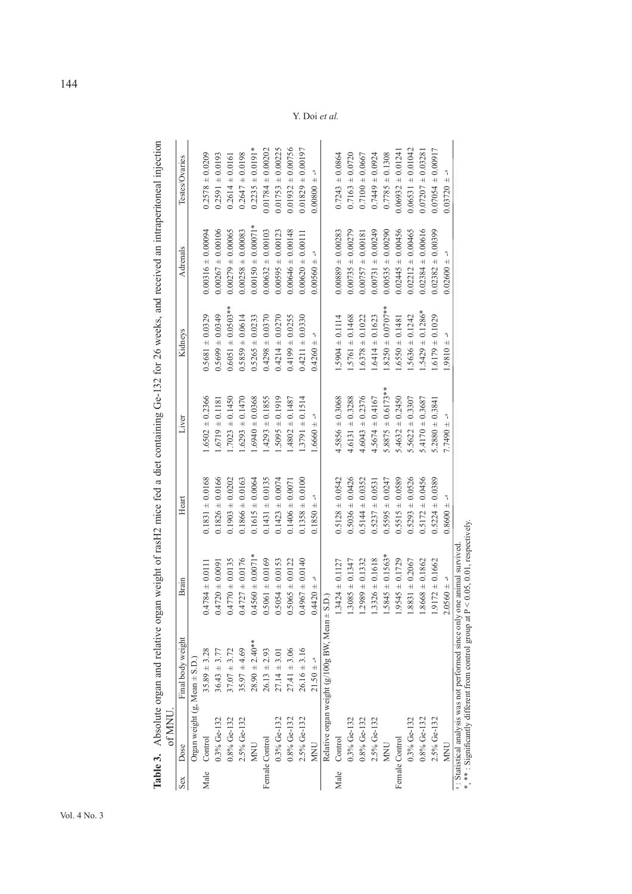**Table 3.** Absolute organ and relative organ weight of rasH2 mice fed a diet containing Ge-132 for 26 weeks, and received an intraperitoneal injection of MNU.

| Sex | Dose | Final body weight | Brain | Heart | Liver | Kidneys | Adrenals | Testes/Ovaries |
|---|---|---|---|---|---|---|---|---|
| | Organ weight (g, Mean ± S.D.) | | | | | | | |
| Male | Control | 35.89 ± 3.28 | 0.4784 ± 0.0111 | 0.1831 ± 0.0168 | 1.6502 ± 0.2366 | 0.5681 ± 0.0329 | 0.00316 ± 0.00094 | 0.2578 ± 0.0209 |
| | 0.3% Ge-132 | 36.43 ± 3.77 | 0.4720 ± 0.0091 | 0.1826 ± 0.0166 | 1.6719 ± 0.1181 | 0.5699 ± 0.0349 | 0.00267 ± 0.00106 | 0.2591 ± 0.0193 |
| | 0.8% Ge-132 | 37.07 ± 3.72 | 0.4770 ± 0.0135 | 0.1903 ± 0.0202 | 1.7023 ± 0.1450 | 0.6051 ± 0.0503** | 0.00279 ± 0.00065 | 0.2614 ± 0.0161 |
| | 2.5% Ge-132 | 35.97 ± 4.69 | 0.4727 ± 0.0176 | 0.1866 ± 0.0163 | 1.6293 ± 0.1470 | 0.5859 ± 0.0614 | 0.00258 ± 0.00083 | 0.2647 ± 0.0198 |
| | MNU | 28.90 ± 2.40** | 0.4560 ± 0.0071* | 0.1615 ± 0.0064 | 1.6940 ± 0.0368 | 0.5265 ± 0.0233 | 0.00150 ± 0.00071* | 0.2235 ± 0.0191* |
| Female | Control | 26.13 ± 2.93 | 0.5061 ± 0.0169 | 0.1431 ± 0.0135 | 1.4293 ± 0.1855 | 0.4298 ± 0.0370 | 0.00632 ± 0.00103 | 0.01784 ± 0.00202 |
| | 0.3% Ge-132 | 27.14 ± 3.01 | 0.5054 ± 0.0153 | 0.1423 ± 0.0074 | 1.5095 ± 0.1919 | 0.4214 ± 0.0270 | 0.00595 ± 0.00123 | 0.01753 ± 0.00225 |
| | 0.8% Ge-132 | 27.41 ± 3.06 | 0.5065 ± 0.0122 | 0.1406 ± 0.0071 | 1.4802 ± 0.1487 | 0.4199 ± 0.0255 | 0.00646 ± 0.00148 | 0.01932 ± 0.00756 |
| | 2.5% Ge-132 | 26.16 ± 3.16 | 0.4967 ± 0.0140 | 0.1358 ± 0.0100 | 1.3791 ± 0.1514 | 0.4211 ± 0.0330 | 0.00620 ± 0.00111 | 0.01829 ± 0.00197 |
| | MNU | 21.50 ± -[a] | 0.4420 ± -[a] | 0.1850 ± -[a] | 1.6660 ± -[a] | 0.4260 ± -[a] | 0.00560 ± -[a] | 0.00800 ± -[a] |
| | Relative organ weight (g/100g BW, Mean ± S.D.) | | | | | | | |
| Male | Control | | 1.3424 ± 0.1127 | 0.5128 ± 0.0542 | 4.5856 ± 0.3068 | 1.5904 ± 0.1114 | 0.00889 ± 0.00283 | 0.7243 ± 0.0864 |
| | 0.3% Ge-132 | | 1.3085 ± 0.1347 | 0.5036 ± 0.0426 | 4.6131 ± 0.3288 | 1.5761 ± 0.1468 | 0.00735 ± 0.00279 | 0.7163 ± 0.0720 |
| | 0.8% Ge-132 | | 1.2989 ± 0.1332 | 0.5144 ± 0.0352 | 4.6043 ± 0.2376 | 1.6378 ± 0.1022 | 0.00757 ± 0.00181 | 0.7100 ± 0.0667 |
| | 2.5% Ge-132 | | 1.3326 ± 0.1618 | 0.5237 ± 0.0531 | 4.5674 ± 0.4167 | 1.6414 ± 0.1623 | 0.00731 ± 0.00249 | 0.7449 ± 0.0924 |
| | MNU | | 1.5845 ± 0.1563* | 0.5595 ± 0.0247 | 5.8875 ± 0.6173** | 1.8250 ± 0.0707** | 0.00535 ± 0.00290 | 0.7785 ± 0.1308 |
| Female | Control | | 1.9545 ± 0.1729 | 0.5515 ± 0.0589 | 5.4632 ± 0.2450 | 1.6550 ± 0.1481 | 0.02445 ± 0.00456 | 0.06932 ± 0.01241 |
| | 0.3% Ge-132 | | 1.8831 ± 0.2067 | 0.5293 ± 0.0526 | 5.5622 ± 0.3307 | 1.5636 ± 0.1242 | 0.02212 ± 0.00465 | 0.06531 ± 0.01042 |
| | 0.8% Ge-132 | | 1.8668 ± 0.1862 | 0.5172 ± 0.0456 | 5.4170 ± 0.3687 | 1.5429 ± 0.1286* | 0.02384 ± 0.00616 | 0.07207 ± 0.03281 |
| | 2.5% Ge-132 | | 1.9172 ± 0.1662 | 0.5224 ± 0.0389 | 5.2880 ± 0.3841 | 1.6179 ± 0.1029 | 0.02382 ± 0.00399 | 0.07054 ± 0.00917 |
| | MNU | | 2.0560 ± -[a] | 0.8600 ± -[a] | 7.7490 ± -[a] | 1.9810 ± -[a] | 0.02600 ± -[a] | 0.03720 ± -[a] |

[a]: Statistical analysis was not performed since only one animal survived.
*, **: Significantly different from control group at $P < 0.05, 0.01$, respectively.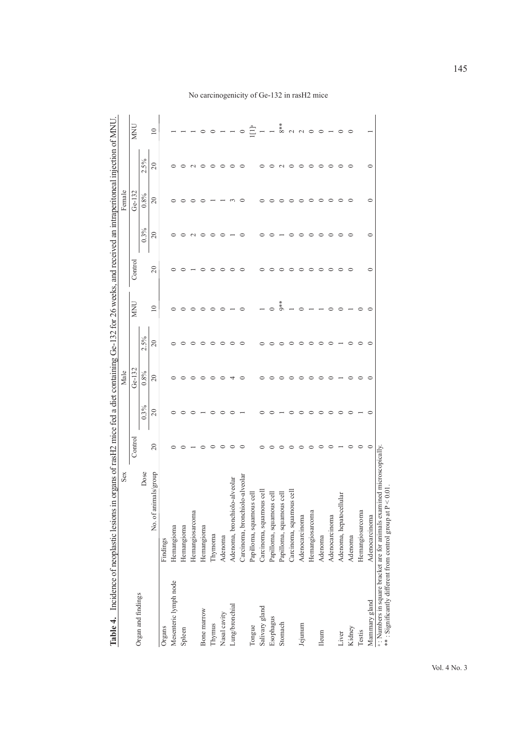**Table 4.** Incidence of neoplastic lesions in organs of rasH2 mice fed a diet containing Ge-132 for 26 weeks, and received an intraperitoneal injection of MNU.

| Organ and findings | Sex | Male | | | | | Female | | | | |
|---|---|---|---|---|---|---|---|---|---|---|---|
| | Dose | Control | Ge-132 | | | MNU | Control | Ge-132 | | | MNU |
| | | | 0.3% | 0.8% | 2.5% | | | 0.3% | 0.8% | 2.5% | |
| | No. of animals/group | 20 | 20 | 20 | 20 | 10 | 20 | 20 | 20 | 20 | 10 |
| Organs | Findings | | | | | | | | | | |
| Mesenteric lymph node | Hemangioma | 0 | 0 | 0 | 0 | 0 | 0 | 0 | 0 | 0 | 1 |
| Spleen | Hemangioma | 0 | 0 | 0 | 0 | 0 | 0 | 0 | 0 | 0 | 1 |
| | Hemangiosarcoma | 1 | 0 | 0 | 0 | 0 | 1 | 2 | 0 | 2 | 1 |
| Bone marrow | Hemangioma | 0 | 1 | 0 | 0 | 0 | 0 | 0 | 0 | 0 | 0 |
| Thymus | Thymoma | 0 | 0 | 0 | 0 | 0 | 0 | 0 | 1 | 0 | 0 |
| Nasal cavity | Adenoma | 0 | 0 | 0 | 0 | 0 | 0 | 0 | 1 | 0 | 1 |
| Lung/bronchial | Adenoma, bronchiolo-alveolar | 0 | 0 | 4 | 0 | 1 | 0 | 1 | 3 | 0 | 1 |
| | Carcinoma, bronchiolo-alveolar | 0 | 1 | 0 | 0 | 0 | 0 | 0 | 0 | 0 | 0 |
| Tongue | Papilloma, squamous cell | | | | | | | | | | 1[1][a] |
| Salivary gland | Carcinoma, squamous cell | 0 | 0 | 0 | 0 | 1 | 0 | 0 | 0 | 0 | 1 |
| Esophagus | Papilloma, squamous cell | 0 | 0 | 0 | 0 | 0 | 0 | 0 | 0 | 0 | 1 |
| Stomach | Papilloma, squamous cell | 0 | 1 | 0 | 0 | 9** | 0 | 1 | 0 | 2 | 8** |
| | Carcinoma, squamous cell | 0 | 0 | 0 | 0 | 1 | 0 | 0 | 0 | 0 | 2 |
| Jejunum | Adenocarcinoma | 0 | 0 | 0 | 0 | 0 | 0 | 0 | 0 | 0 | 2 |
| | Hemangiosarcoma | 0 | 0 | 0 | 0 | 1 | 0 | 0 | 0 | 0 | 0 |
| Ileum | Adenoma | 0 | 0 | 0 | 0 | 1 | 0 | 0 | 0 | 0 | 0 |
| | Adenocarcinoma | 0 | 0 | 0 | 0 | 0 | 0 | 0 | 0 | 0 | 1 |
| Liver | Adenoma, hepatocellular | 1 | 0 | 1 | 1 | 0 | 0 | 0 | 0 | 0 | 0 |
| Kidney | Adenoma | 0 | 0 | 0 | 0 | 1 | 0 | 0 | 0 | 0 | 0 |
| Testis | Hemangiosarcoma | 0 | 1 | 0 | 0 | 0 | | | | | |
| Mammary gland | Adenocarcinoma | 0 | 0 | 0 | 0 | 0 | 0 | 0 | 0 | 0 | 1 |

[a]: Numbers in square bracket are for animals examined microscopically.
**: Significantly different from control group at $P < 0.01$.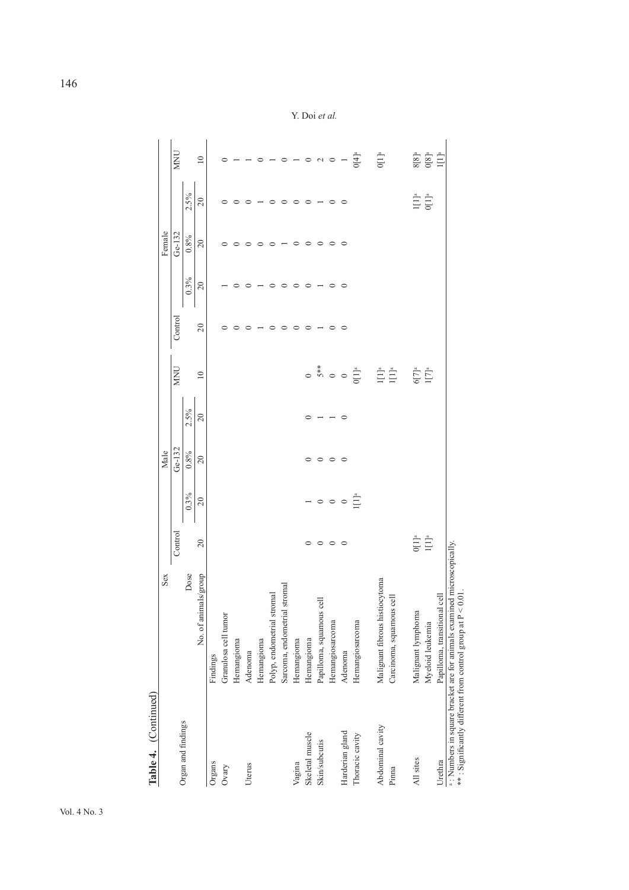**Table 4.** (Continued)

| Organ and findings | Sex | Male | | | | | Female | | | | |
|---|---|---|---|---|---|---|---|---|---|---|---|
| | Dose | Control | Ge-132 | | | MNU | Control | Ge-132 | | | MNU |
| | | | 0.3% | 0.8% | 2.5% | | | 0.3% | 0.8% | 2.5% | |
| | No. of animals/group | 20 | 20 | 20 | 20 | 10 | 20 | 20 | 20 | 20 | 10 |
| Organs | Findings | | | | | | | | | | |
| Ovary | Granulosa cell tumor | | | | | | 0 | 1 | 0 | 0 | 0 |
| | Hemangioma | | | | | | 0 | 0 | 0 | 0 | 1 |
| Uterus | Adenoma | | | | | | 0 | 0 | 0 | 0 | 1 |
| | Hemangioma | | | | | | 1 | 1 | 0 | 1 | 0 |
| | Polyp, endometrial stromal | | | | | | 0 | 0 | 0 | 0 | 1 |
| | Sarcoma, endometrial stromal | | | | | | 0 | 0 | 1 | 0 | 0 |
| Vagina | Hemangioma | | | | | | 0 | 0 | 0 | 0 | 1 |
| Skeletal muscle | Hemangioma | 0 | 1 | 0 | 0 | 0 | 0 | 0 | 0 | 0 | 0 |
| Skin/subcutis | Papilloma, squamous cell | 0 | 0 | 0 | 1 | 5** | 1 | 1 | 0 | 1 | 2 |
| | Hemangiosarcoma | 0 | 0 | 0 | 1 | 0 | 0 | 0 | 0 | 0 | 0 |
| Harderian gland | Adenoma | 0 | 0 | 0 | 0 | 0 | 0 | 0 | 0 | 0 | 1 |
| Thoracic cavity | Hemangiosarcoma | | 1[1][a] | | | 0[1][a] | | | | | 0[4][a] |
| Abdominal cavity | Malignant fibrous histiocytoma | | | | | 1[1][a] | | | | | 0[1][a] |
| Pinna | Carcinoma, squamous cell | | | | | 1[1][a] | | | | | |
| All sites | Malignant lymphoma | 0[1][a] | | | | 6[7][a] | | | | 1[1][a] | 8[8][a] |
| | Myeloid leukemia | 1[1][a] | | | | 1[7][a] | | | | 0[1][a] | 0[8][a] |
| Urethra | Papilloma, transitional cell | | | | | | | | | | 1[1][a] |

[a]: Numbers in square bracket are for animals examined microscopically.
**: Significantly different from control group at $P < 0.01$.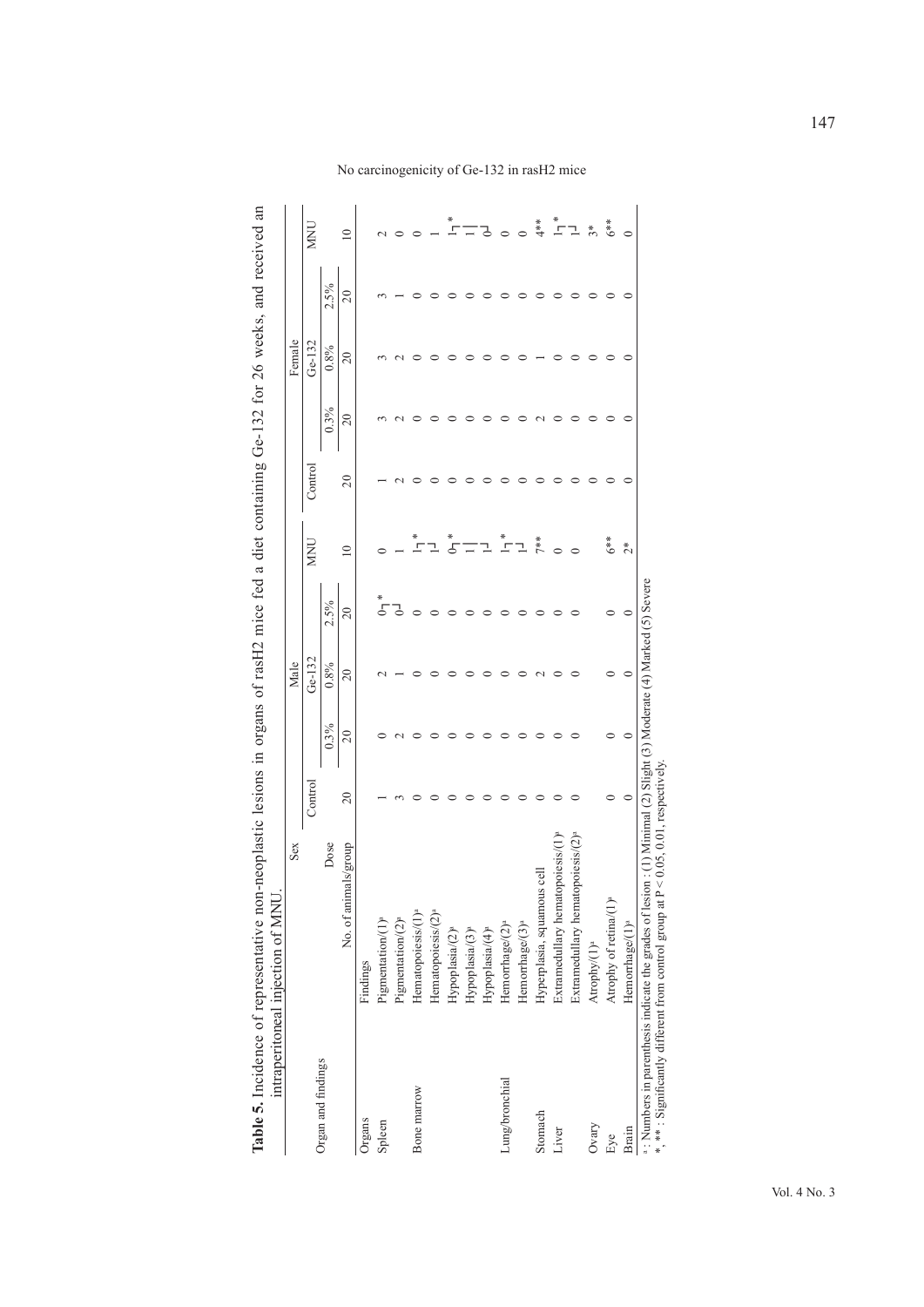**Table 5.** Incidence of representative non-neoplastic lesions in organs of rasH2 mice fed a diet containing Ge-132 for 26 weeks, and received an intraperitoneal injection of MNU.

| Organ and findings | | Sex | Male | | | | | Female | | | | |
|---|---|---|---|---|---|---|---|---|---|---|---|---|
| | | Dose | Control | Ge-132 | | | MNU | Control | Ge-132 | | | MNU |
| | | | | 0.3% | 0.8% | 2.5% | | | 0.3% | 0.8% | 2.5% | |
| | | No. of animals/group | 20 | 20 | 20 | 20 | 10 | 20 | 20 | 20 | 20 | 10 |
| Organs | Findings | | | | | | | | | | | |
| Spleen | Pigmentation/(1)[a] | | 1 | 0 | 2 | 0* | 0 | 1 | 3 | 3 | 3 | 2 |
| | Pigmentation/(2)[a] | | 3 | 2 | 1 | 0 | 1 | 2 | 2 | 2 | 1 | 0 |
| Bone marrow | Hematopoiesis/(1)[a] | | 0 | 0 | 0 | 0 | 1* | 0 | 0 | 0 | 0 | 0 |
| | Hematopoiesis/(2)[a] | | 0 | 0 | 0 | 0 | 1 | 0 | 0 | 0 | 0 | 1 |
| | Hypoplasia/(2)[a] | | 0 | 0 | 0 | 0 | 0* | 0 | 0 | 0 | 0 | 1* |
| | Hypoplasia/(3)[a] | | 0 | 0 | 0 | 0 | 1 | 0 | 0 | 0 | 0 | 1 |
| | Hypoplasia/(4)[a] | | 0 | 0 | 0 | 0 | 1 | 0 | 0 | 0 | 0 | 0 |
| Lung/bronchial | Hemorrhage/(2)[a] | | 0 | 0 | 0 | 0 | 1* | 0 | 0 | 0 | 0 | 0 |
| | Hemorrhage/(3)[a] | | 0 | 0 | 0 | 0 | 1 | 0 | 0 | 0 | 0 | 0 |
| Stomach | Hyperplasia, squamous cell | | 0 | 0 | 2 | 0 | 7** | 0 | 2 | 1 | 0 | 4** |
| Liver | Extramedullary hematopoiesis/(1)[a] | | 0 | 0 | 0 | 0 | 0 | 0 | 0 | 0 | 0 | 1* |
| | Extramedullary hematopoiesis/(2)[a] | | 0 | 0 | 0 | 0 | 0 | 0 | 0 | 0 | 0 | 1 |
| Ovary | Atrophy/(1)[a] | | | | | | | 0 | 0 | 0 | 0 | 3* |
| Eye | Atrophy of retina/(1)[a] | | 0 | 0 | 0 | 0 | 6** | 0 | 0 | 0 | 0 | 6** |
| Brain | Hemorrhage/(1)[a] | | 0 | 0 | 0 | 0 | 2* | 0 | 0 | 0 | 0 | 0 |

[a]: Numbers in parenthesis indicate the grades of lesion : (1) Minimal (2) Slight (3) Moderate (4) Marked (5) Severe
*, ** : Significantly different from control group at P < 0.05, 0.01, respectively.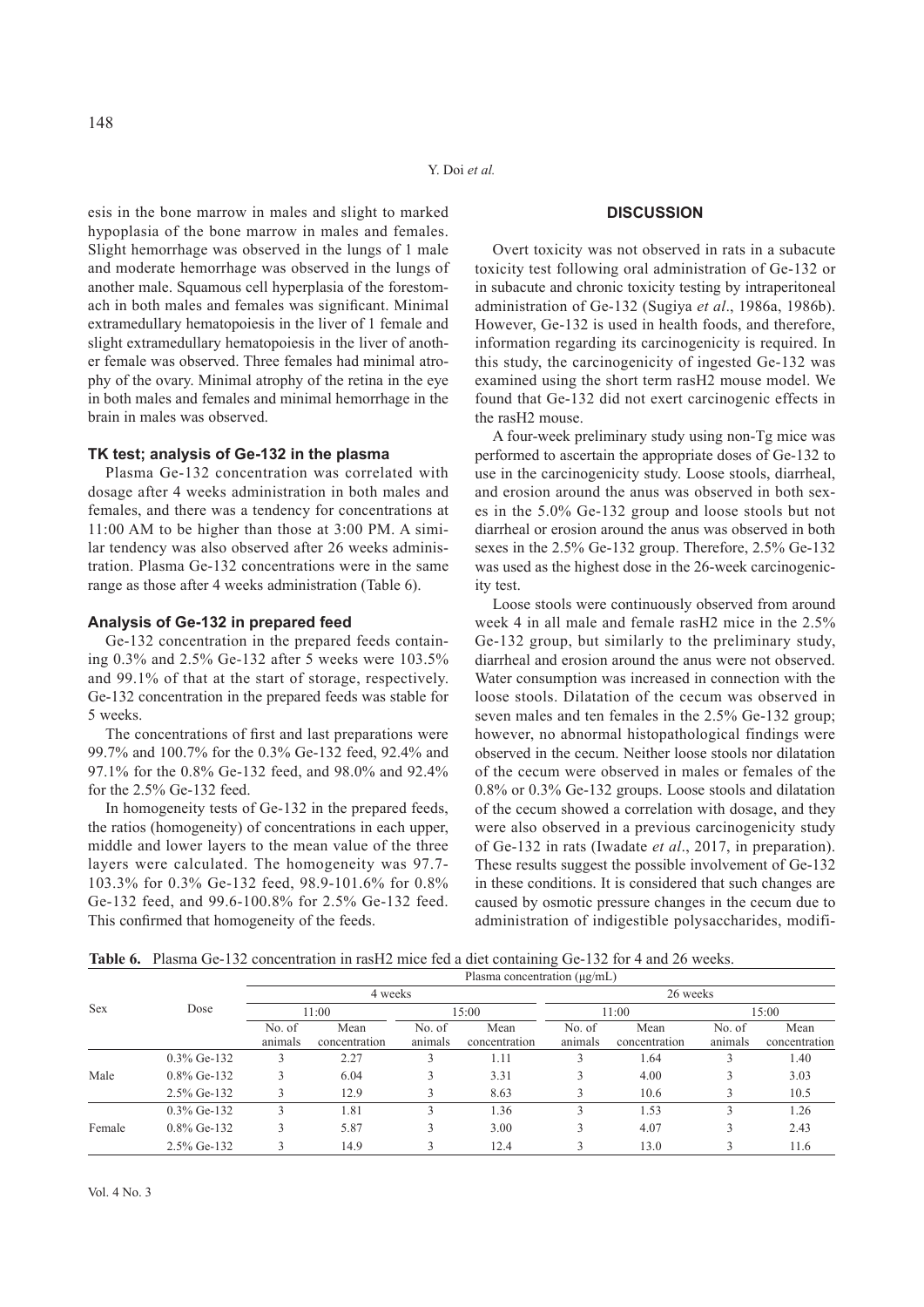esis in the bone marrow in males and slight to marked hypoplasia of the bone marrow in males and females. Slight hemorrhage was observed in the lungs of 1 male and moderate hemorrhage was observed in the lungs of another male. Squamous cell hyperplasia of the forestomach in both males and females was significant. Minimal extramedullary hematopoiesis in the liver of 1 female and slight extramedullary hematopoiesis in the liver of another female was observed. Three females had minimal atrophy of the ovary. Minimal atrophy of the retina in the eye in both males and females and minimal hemorrhage in the brain in males was observed.

### TK test; analysis of Ge-132 in the plasma

Plasma Ge-132 concentration was correlated with dosage after 4 weeks administration in both males and females, and there was a tendency for concentrations at 11:00 AM to be higher than those at 3:00 PM. A similar tendency was also observed after 26 weeks administration. Plasma Ge-132 concentrations were in the same range as those after 4 weeks administration (Table 6).

### Analysis of Ge-132 in prepared feed

Ge-132 concentration in the prepared feeds containing 0.3% and 2.5% Ge-132 after 5 weeks were 103.5% and 99.1% of that at the start of storage, respectively. Ge-132 concentration in the prepared feeds was stable for 5 weeks.

The concentrations of first and last preparations were 99.7% and 100.7% for the 0.3% Ge-132 feed, 92.4% and 97.1% for the 0.8% Ge-132 feed, and 98.0% and 92.4% for the 2.5% Ge-132 feed.

In homogeneity tests of Ge-132 in the prepared feeds, the ratios (homogeneity) of concentrations in each upper, middle and lower layers to the mean value of the three layers were calculated. The homogeneity was 97.7-103.3% for 0.3% Ge-132 feed, 98.9-101.6% for 0.8% Ge-132 feed, and 99.6-100.8% for 2.5% Ge-132 feed. This confirmed that homogeneity of the feeds.

## DISCUSSION

Overt toxicity was not observed in rats in a subacute toxicity test following oral administration of Ge-132 or in subacute and chronic toxicity testing by intraperitoneal administration of Ge-132 (Sugiya *et al*., 1986a, 1986b). However, Ge-132 is used in health foods, and therefore, information regarding its carcinogenicity is required. In this study, the carcinogenicity of ingested Ge-132 was examined using the short term rasH2 mouse model. We found that Ge-132 did not exert carcinogenic effects in the rasH2 mouse.

A four-week preliminary study using non-Tg mice was performed to ascertain the appropriate doses of Ge-132 to use in the carcinogenicity study. Loose stools, diarrheal, and erosion around the anus was observed in both sexes in the 5.0% Ge-132 group and loose stools but not diarrheal or erosion around the anus was observed in both sexes in the 2.5% Ge-132 group. Therefore, 2.5% Ge-132 was used as the highest dose in the 26-week carcinogenicity test.

Loose stools were continuously observed from around week 4 in all male and female rasH2 mice in the 2.5% Ge-132 group, but similarly to the preliminary study, diarrheal and erosion around the anus were not observed. Water consumption was increased in connection with the loose stools. Dilatation of the cecum was observed in seven males and ten females in the 2.5% Ge-132 group; however, no abnormal histopathological findings were observed in the cecum. Neither loose stools nor dilatation of the cecum were observed in males or females of the 0.8% or 0.3% Ge-132 groups. Loose stools and dilatation of the cecum showed a correlation with dosage, and they were also observed in a previous carcinogenicity study of Ge-132 in rats (Iwadate *et al*., 2017, in preparation). These results suggest the possible involvement of Ge-132 in these conditions. It is considered that such changes are caused by osmotic pressure changes in the cecum due to administration of indigestible polysaccharides, modifi-

**Table 6.** Plasma Ge-132 concentration in rasH2 mice fed a diet containing Ge-132 for 4 and 26 weeks.

| Sex | Dose | Plasma concentration (μg/mL) | | | | | | | |
|---|---|---|---|---|---|---|---|---|---|
| | | 4 weeks | | | | 26 weeks | | | |
| | | 11:00 | | 15:00 | | 11:00 | | 15:00 | |
| | | No. of animals | Mean concentration | No. of animals | Mean concentration | No. of animals | Mean concentration | No. of animals | Mean concentration |
| Male | 0.3% Ge-132 | 3 | 2.27 | 3 | 1.11 | 3 | 1.64 | 3 | 1.40 |
| | 0.8% Ge-132 | 3 | 6.04 | 3 | 3.31 | 3 | 4.00 | 3 | 3.03 |
| | 2.5% Ge-132 | 3 | 12.9 | 3 | 8.63 | 3 | 10.6 | 3 | 10.5 |
| Female | 0.3% Ge-132 | 3 | 1.81 | 3 | 1.36 | 3 | 1.53 | 3 | 1.26 |
| | 0.8% Ge-132 | 3 | 5.87 | 3 | 3.00 | 3 | 4.07 | 3 | 2.43 |
| | 2.5% Ge-132 | 3 | 14.9 | 3 | 12.4 | 3 | 13.0 | 3 | 11.6 |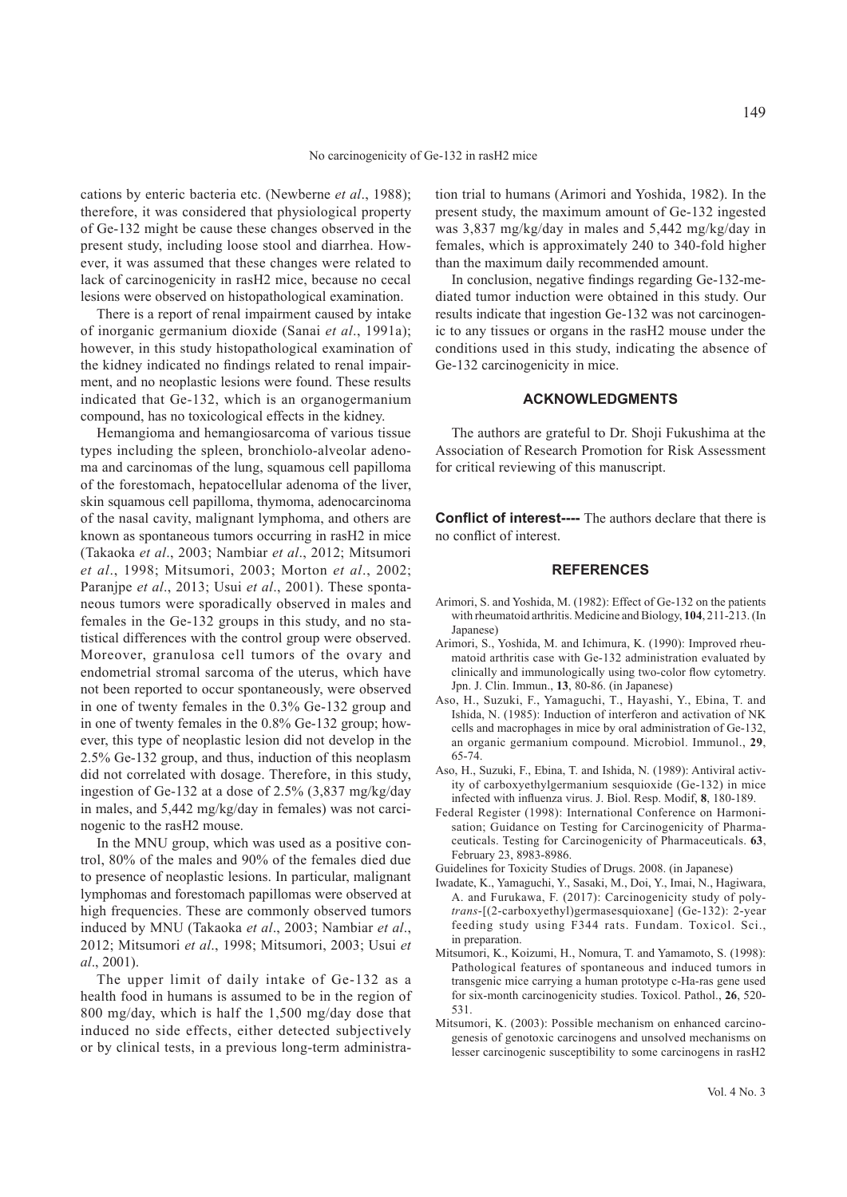cations by enteric bacteria etc. (Newberne *et al*., 1988); therefore, it was considered that physiological property of Ge-132 might be cause these changes observed in the present study, including loose stool and diarrhea. However, it was assumed that these changes were related to lack of carcinogenicity in rasH2 mice, because no cecal lesions were observed on histopathological examination.

There is a report of renal impairment caused by intake of inorganic germanium dioxide (Sanai *et al*., 1991a); however, in this study histopathological examination of the kidney indicated no findings related to renal impairment, and no neoplastic lesions were found. These results indicated that Ge-132, which is an organogermanium compound, has no toxicological effects in the kidney.

Hemangioma and hemangiosarcoma of various tissue types including the spleen, bronchiolo-alveolar adenoma and carcinomas of the lung, squamous cell papilloma of the forestomach, hepatocellular adenoma of the liver, skin squamous cell papilloma, thymoma, adenocarcinoma of the nasal cavity, malignant lymphoma, and others are known as spontaneous tumors occurring in rasH2 in mice (Takaoka *et al*., 2003; Nambiar *et al*., 2012; Mitsumori *et al*., 1998; Mitsumori, 2003; Morton *et al*., 2002; Paranjpe *et al*., 2013; Usui *et al*., 2001). These spontaneous tumors were sporadically observed in males and females in the Ge-132 groups in this study, and no statistical differences with the control group were observed. Moreover, granulosa cell tumors of the ovary and endometrial stromal sarcoma of the uterus, which have not been reported to occur spontaneously, were observed in one of twenty females in the 0.3% Ge-132 group and in one of twenty females in the 0.8% Ge-132 group; however, this type of neoplastic lesion did not develop in the 2.5% Ge-132 group, and thus, induction of this neoplasm did not correlated with dosage. Therefore, in this study, ingestion of Ge-132 at a dose of 2.5% (3,837 mg/kg/day in males, and 5,442 mg/kg/day in females) was not carcinogenic to the rasH2 mouse.

In the MNU group, which was used as a positive control, 80% of the males and 90% of the females died due to presence of neoplastic lesions. In particular, malignant lymphomas and forestomach papillomas were observed at high frequencies. These are commonly observed tumors induced by MNU (Takaoka *et al*., 2003; Nambiar *et al*., 2012; Mitsumori *et al*., 1998; Mitsumori, 2003; Usui *et al*., 2001).

The upper limit of daily intake of Ge-132 as a health food in humans is assumed to be in the region of 800 mg/day, which is half the 1,500 mg/day dose that induced no side effects, either detected subjectively or by clinical tests, in a previous long-term administration trial to humans (Arimori and Yoshida, 1982). In the present study, the maximum amount of Ge-132 ingested was 3,837 mg/kg/day in males and 5,442 mg/kg/day in females, which is approximately 240 to 340-fold higher than the maximum daily recommended amount.

In conclusion, negative findings regarding Ge-132-mediated tumor induction were obtained in this study. Our results indicate that ingestion Ge-132 was not carcinogenic to any tissues or organs in the rasH2 mouse under the conditions used in this study, indicating the absence of Ge-132 carcinogenicity in mice.

## ACKNOWLEDGMENTS

The authors are grateful to Dr. Shoji Fukushima at the Association of Research Promotion for Risk Assessment for critical reviewing of this manuscript.

**Conflict of interest----** The authors declare that there is no conflict of interest.

## REFERENCES

- Arimori, S. and Yoshida, M. (1982): Effect of Ge-132 on the patients with rheumatoid arthritis. Medicine and Biology, **104**, 211-213. (In Japanese)
- Arimori, S., Yoshida, M. and Ichimura, K. (1990): Improved rheumatoid arthritis case with Ge-132 administration evaluated by clinically and immunologically using two-color flow cytometry. Jpn. J. Clin. Immun., **13**, 80-86. (in Japanese)
- Aso, H., Suzuki, F., Yamaguchi, T., Hayashi, Y., Ebina, T. and Ishida, N. (1985): Induction of interferon and activation of NK cells and macrophages in mice by oral administration of Ge-132, an organic germanium compound. Microbiol. Immunol., **29**, 65-74.
- Aso, H., Suzuki, F., Ebina, T. and Ishida, N. (1989): Antiviral activity of carboxyethylgermanium sesquioxide (Ge-132) in mice infected with influenza virus. J. Biol. Resp. Modif, **8**, 180-189.
- Federal Register (1998): International Conference on Harmonisation; Guidance on Testing for Carcinogenicity of Pharmaceuticals. Testing for Carcinogenicity of Pharmaceuticals. **63**, February 23, 8983-8986.
- Guidelines for Toxicity Studies of Drugs. 2008. (in Japanese)
- Iwadate, K., Yamaguchi, Y., Sasaki, M., Doi, Y., Imai, N., Hagiwara, A. and Furukawa, F. (2017): Carcinogenicity study of poly-*trans*-[(2-carboxyethyl)germasesquioxane] (Ge-132): 2-year feeding study using F344 rats. Fundam. Toxicol. Sci., in preparation.
- Mitsumori, K., Koizumi, H., Nomura, T. and Yamamoto, S. (1998): Pathological features of spontaneous and induced tumors in transgenic mice carrying a human prototype c-Ha-ras gene used for six-month carcinogenicity studies. Toxicol. Pathol., **26**, 520-531.
- Mitsumori, K. (2003): Possible mechanism on enhanced carcinogenesis of genotoxic carcinogens and unsolved mechanisms on lesser carcinogenic susceptibility to some carcinogens in rasH2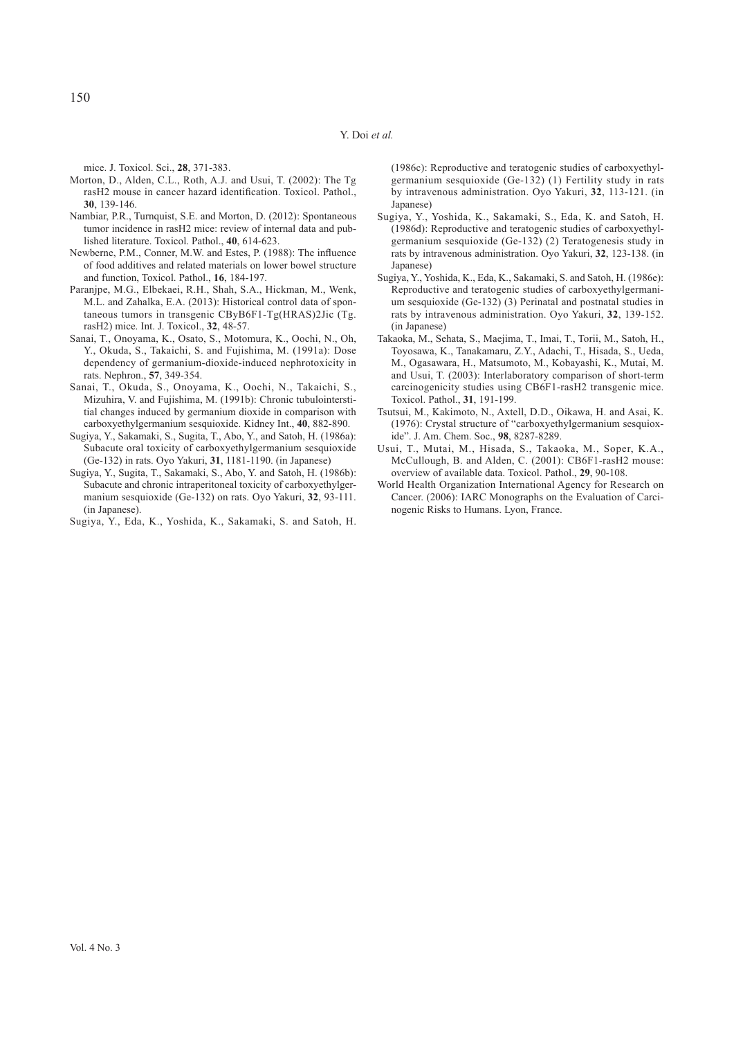mice. J. Toxicol. Sci., **28**, 371-383.

Morton, D., Alden, C.L., Roth, A.J. and Usui, T. (2002): The Tg rasH2 mouse in cancer hazard identification. Toxicol. Pathol., **30**, 139-146.

Nambiar, P.R., Turnquist, S.E. and Morton, D. (2012): Spontaneous tumor incidence in rasH2 mice: review of internal data and published literature. Toxicol. Pathol., **40**, 614-623.

Newberne, P.M., Conner, M.W. and Estes, P. (1988): The influence of food additives and related materials on lower bowel structure and function, Toxicol. Pathol., **16**, 184-197.

Paranjpe, M.G., Elbekaei, R.H., Shah, S.A., Hickman, M., Wenk, M.L. and Zahalka, E.A. (2013): Historical control data of spontaneous tumors in transgenic CByB6F1-Tg(HRAS)2Jic (Tg. rasH2) mice. Int. J. Toxicol., **32**, 48-57.

Sanai, T., Onoyama, K., Osato, S., Motomura, K., Oochi, N., Oh, Y., Okuda, S., Takaichi, S. and Fujishima, M. (1991a): Dose dependency of germanium-dioxide-induced nephrotoxicity in rats. Nephron., **57**, 349-354.

Sanai, T., Okuda, S., Onoyama, K., Oochi, N., Takaichi, S., Mizuhira, V. and Fujishima, M. (1991b): Chronic tubulointerstitial changes induced by germanium dioxide in comparison with carboxyethylgermanium sesquioxide. Kidney Int., **40**, 882-890.

Sugiya, Y., Sakamaki, S., Sugita, T., Abo, Y., and Satoh, H. (1986a): Subacute oral toxicity of carboxyethylgermanium sesquioxide (Ge-132) in rats. Oyo Yakuri, **31**, 1181-1190. (in Japanese)

Sugiya, Y., Sugita, T., Sakamaki, S., Abo, Y. and Satoh, H. (1986b): Subacute and chronic intraperitoneal toxicity of carboxyethylgermanium sesquioxide (Ge-132) on rats. Oyo Yakuri, **32**, 93-111. (in Japanese).

Sugiya, Y., Eda, K., Yoshida, K., Sakamaki, S. and Satoh, H. (1986c): Reproductive and teratogenic studies of carboxyethylgermanium sesquioxide (Ge-132) (1) Fertility study in rats by intravenous administration. Oyo Yakuri, **32**, 113-121. (in Japanese)

Sugiya, Y., Yoshida, K., Sakamaki, S., Eda, K. and Satoh, H. (1986d): Reproductive and teratogenic studies of carboxyethylgermanium sesquioxide (Ge-132) (2) Teratogenesis study in rats by intravenous administration. Oyo Yakuri, **32**, 123-138. (in Japanese)

Sugiya, Y., Yoshida, K., Eda, K., Sakamaki, S. and Satoh, H. (1986e): Reproductive and teratogenic studies of carboxyethylgermanium sesquioxide (Ge-132) (3) Perinatal and postnatal studies in rats by intravenous administration. Oyo Yakuri, **32**, 139-152. (in Japanese)

Takaoka, M., Sehata, S., Maejima, T., Imai, T., Torii, M., Satoh, H., Toyosawa, K., Tanakamaru, Z.Y., Adachi, T., Hisada, S., Ueda, M., Ogasawara, H., Matsumoto, M., Kobayashi, K., Mutai, M. and Usui, T. (2003): Interlaboratory comparison of short-term carcinogenicity studies using CB6F1-rasH2 transgenic mice. Toxicol. Pathol., **31**, 191-199.

Tsutsui, M., Kakimoto, N., Axtell, D.D., Oikawa, H. and Asai, K. (1976): Crystal structure of "carboxyethylgermanium sesquioxide". J. Am. Chem. Soc., **98**, 8287-8289.

Usui, T., Mutai, M., Hisada, S., Takaoka, M., Soper, K.A., McCullough, B. and Alden, C. (2001): CB6F1-rasH2 mouse: overview of available data. Toxicol. Pathol., **29**, 90-108.

World Health Organization International Agency for Research on Cancer. (2006): IARC Monographs on the Evaluation of Carcinogenic Risks to Humans. Lyon, France.